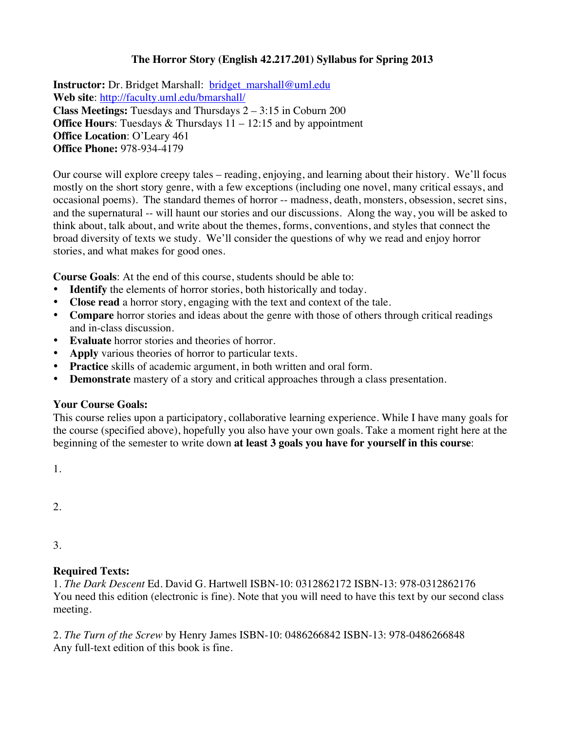# The Horror Story (English 42.217.201) Syllabus for Spring 2013

**Instructor:** Dr. Bridget Marshall: bridget_marshall@uml.edu
**Web site**: http://faculty.uml.edu/bmarshall/
**Class Meetings:** Tuesdays and Thursdays 2 – 3:15 in Coburn 200
**Office Hours**: Tuesdays & Thursdays 11 – 12:15 and by appointment
**Office Location**: O'Leary 461
**Office Phone:** 978-934-4179

Our course will explore creepy tales – reading, enjoying, and learning about their history. We'll focus mostly on the short story genre, with a few exceptions (including one novel, many critical essays, and occasional poems). The standard themes of horror -- madness, death, monsters, obsession, secret sins, and the supernatural -- will haunt our stories and our discussions. Along the way, you will be asked to think about, talk about, and write about the themes, forms, conventions, and styles that connect the broad diversity of texts we study. We'll consider the questions of why we read and enjoy horror stories, and what makes for good ones.

**Course Goals**: At the end of this course, students should be able to:

- **Identify** the elements of horror stories, both historically and today.
- **Close read** a horror story, engaging with the text and context of the tale.
- **Compare** horror stories and ideas about the genre with those of others through critical readings and in-class discussion.
- **Evaluate** horror stories and theories of horror.
- **Apply** various theories of horror to particular texts.
- **Practice** skills of academic argument, in both written and oral form.
- **Demonstrate** mastery of a story and critical approaches through a class presentation.

**Your Course Goals:**
This course relies upon a participatory, collaborative learning experience. While I have many goals for the course (specified above), hopefully you also have your own goals. Take a moment right here at the beginning of the semester to write down **at least 3 goals you have for yourself in this course**:

1.

2.

3.

**Required Texts:**

1. *The Dark Descent* Ed. David G. Hartwell ISBN-10: 0312862172 ISBN-13: 978-0312862176
You need this edition (electronic is fine). Note that you will need to have this text by our second class meeting.

2. *The Turn of the Screw* by Henry James ISBN-10: 0486266842 ISBN-13: 978-0486266848
Any full-text edition of this book is fine.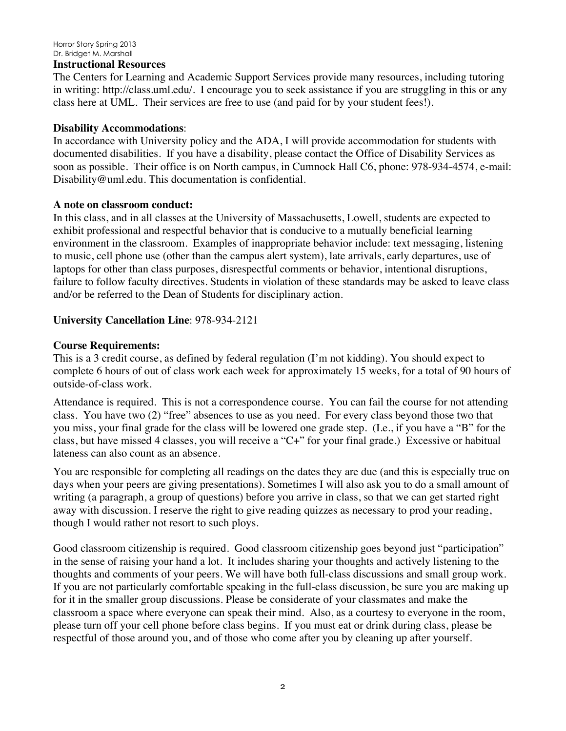## Instructional Resources

The Centers for Learning and Academic Support Services provide many resources, including tutoring in writing: http://class.uml.edu/. I encourage you to seek assistance if you are struggling in this or any class here at UML. Their services are free to use (and paid for by your student fees!).

## Disability Accommodations:

In accordance with University policy and the ADA, I will provide accommodation for students with documented disabilities. If you have a disability, please contact the Office of Disability Services as soon as possible. Their office is on North campus, in Cumnock Hall C6, phone: 978-934-4574, e-mail: Disability@uml.edu. This documentation is confidential.

## A note on classroom conduct:

In this class, and in all classes at the University of Massachusetts, Lowell, students are expected to exhibit professional and respectful behavior that is conducive to a mutually beneficial learning environment in the classroom. Examples of inappropriate behavior include: text messaging, listening to music, cell phone use (other than the campus alert system), late arrivals, early departures, use of laptops for other than class purposes, disrespectful comments or behavior, intentional disruptions, failure to follow faculty directives. Students in violation of these standards may be asked to leave class and/or be referred to the Dean of Students for disciplinary action.

**University Cancellation Line**: 978-934-2121

## Course Requirements:

This is a 3 credit course, as defined by federal regulation (I'm not kidding). You should expect to complete 6 hours of out of class work each week for approximately 15 weeks, for a total of 90 hours of outside-of-class work.

Attendance is required. This is not a correspondence course. You can fail the course for not attending class. You have two (2) "free" absences to use as you need. For every class beyond those two that you miss, your final grade for the class will be lowered one grade step. (I.e., if you have a "B" for the class, but have missed 4 classes, you will receive a "C+" for your final grade.) Excessive or habitual lateness can also count as an absence.

You are responsible for completing all readings on the dates they are due (and this is especially true on days when your peers are giving presentations). Sometimes I will also ask you to do a small amount of writing (a paragraph, a group of questions) before you arrive in class, so that we can get started right away with discussion. I reserve the right to give reading quizzes as necessary to prod your reading, though I would rather not resort to such ploys.

Good classroom citizenship is required. Good classroom citizenship goes beyond just "participation" in the sense of raising your hand a lot. It includes sharing your thoughts and actively listening to the thoughts and comments of your peers. We will have both full-class discussions and small group work. If you are not particularly comfortable speaking in the full-class discussion, be sure you are making up for it in the smaller group discussions. Please be considerate of your classmates and make the classroom a space where everyone can speak their mind. Also, as a courtesy to everyone in the room, please turn off your cell phone before class begins. If you must eat or drink during class, please be respectful of those around you, and of those who come after you by cleaning up after yourself.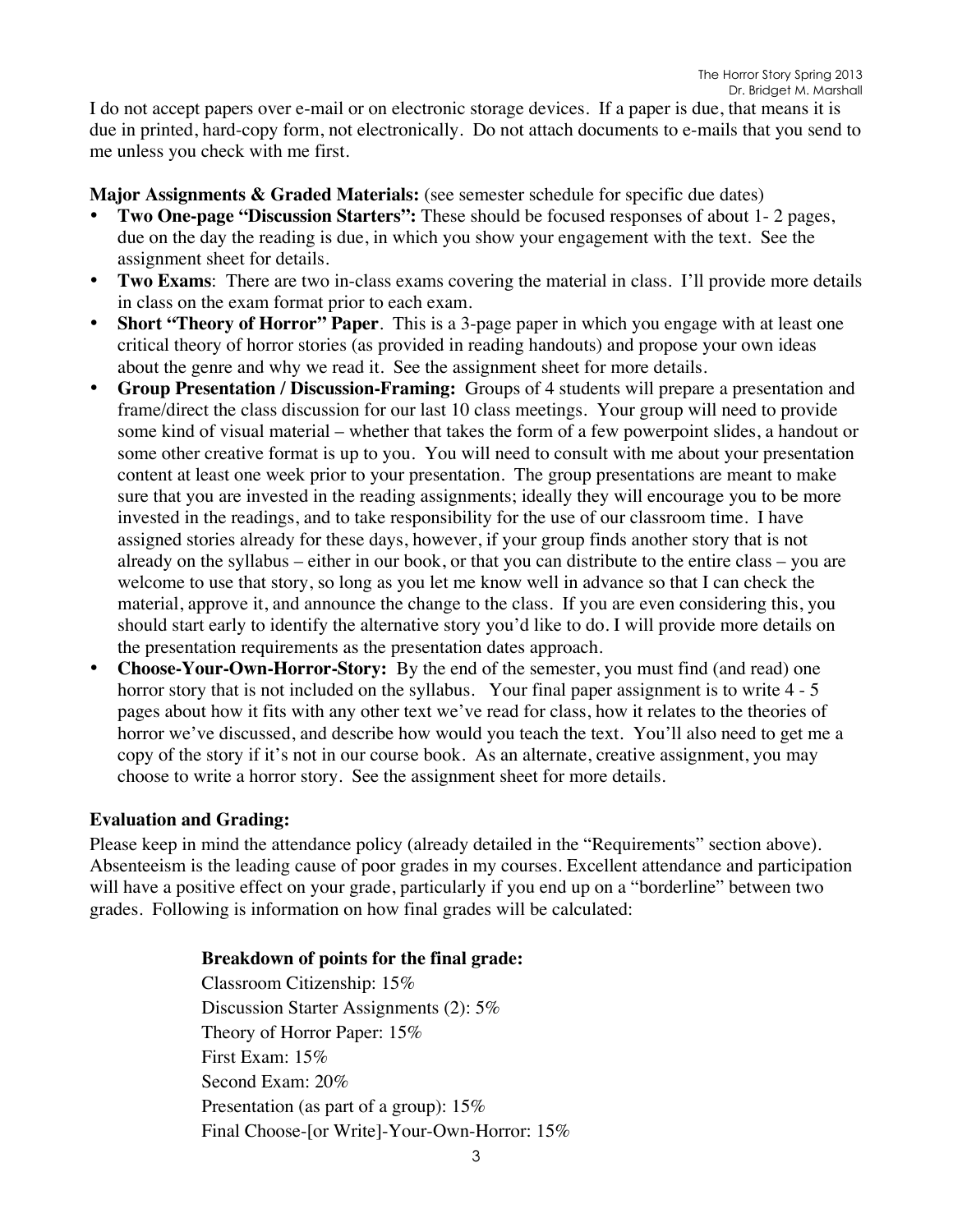I do not accept papers over e-mail or on electronic storage devices. If a paper is due, that means it is due in printed, hard-copy form, not electronically. Do not attach documents to e-mails that you send to me unless you check with me first.

**Major Assignments & Graded Materials:** (see semester schedule for specific due dates)

- **Two One-page "Discussion Starters":** These should be focused responses of about 1- 2 pages, due on the day the reading is due, in which you show your engagement with the text. See the assignment sheet for details.
- **Two Exams**: There are two in-class exams covering the material in class. I'll provide more details in class on the exam format prior to each exam.
- **Short "Theory of Horror" Paper**. This is a 3-page paper in which you engage with at least one critical theory of horror stories (as provided in reading handouts) and propose your own ideas about the genre and why we read it. See the assignment sheet for more details.
- **Group Presentation / Discussion-Framing:** Groups of 4 students will prepare a presentation and frame/direct the class discussion for our last 10 class meetings. Your group will need to provide some kind of visual material – whether that takes the form of a few powerpoint slides, a handout or some other creative format is up to you. You will need to consult with me about your presentation content at least one week prior to your presentation. The group presentations are meant to make sure that you are invested in the reading assignments; ideally they will encourage you to be more invested in the readings, and to take responsibility for the use of our classroom time. I have assigned stories already for these days, however, if your group finds another story that is not already on the syllabus – either in our book, or that you can distribute to the entire class – you are welcome to use that story, so long as you let me know well in advance so that I can check the material, approve it, and announce the change to the class. If you are even considering this, you should start early to identify the alternative story you'd like to do. I will provide more details on the presentation requirements as the presentation dates approach.
- **Choose-Your-Own-Horror-Story:** By the end of the semester, you must find (and read) one horror story that is not included on the syllabus. Your final paper assignment is to write 4 - 5 pages about how it fits with any other text we've read for class, how it relates to the theories of horror we've discussed, and describe how would you teach the text. You'll also need to get me a copy of the story if it's not in our course book. As an alternate, creative assignment, you may choose to write a horror story. See the assignment sheet for more details.

**Evaluation and Grading:**

Please keep in mind the attendance policy (already detailed in the "Requirements" section above). Absenteeism is the leading cause of poor grades in my courses. Excellent attendance and participation will have a positive effect on your grade, particularly if you end up on a "borderline" between two grades. Following is information on how final grades will be calculated:

**Breakdown of points for the final grade:**

Classroom Citizenship: 15%
Discussion Starter Assignments (2): 5%
Theory of Horror Paper: 15%
First Exam: 15%
Second Exam: 20%
Presentation (as part of a group): 15%
Final Choose-[or Write]-Your-Own-Horror: 15%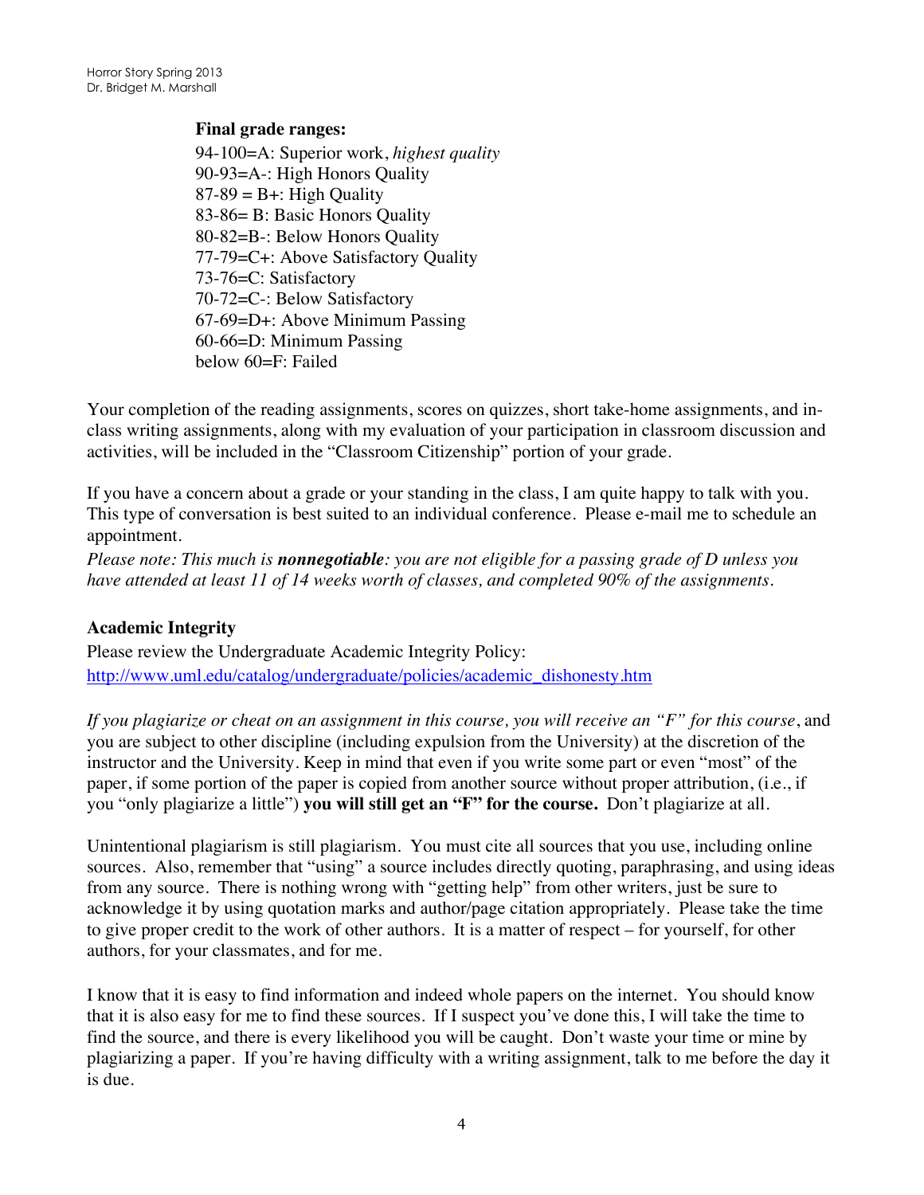**Final grade ranges:**

94-100=A: Superior work, *highest quality*
90-93=A-: High Honors Quality
87-89 = B+: High Quality
83-86= B: Basic Honors Quality
80-82=B-: Below Honors Quality
77-79=C+: Above Satisfactory Quality
73-76=C: Satisfactory
70-72=C-: Below Satisfactory
67-69=D+: Above Minimum Passing
60-66=D: Minimum Passing
below 60=F: Failed

Your completion of the reading assignments, scores on quizzes, short take-home assignments, and in-class writing assignments, along with my evaluation of your participation in classroom discussion and activities, will be included in the "Classroom Citizenship" portion of your grade.

If you have a concern about a grade or your standing in the class, I am quite happy to talk with you. This type of conversation is best suited to an individual conference. Please e-mail me to schedule an appointment.

*Please note: This much is **nonnegotiable**: you are not eligible for a passing grade of D unless you have attended at least 11 of 14 weeks worth of classes, and completed 90% of the assignments.*

### Academic Integrity

Please review the Undergraduate Academic Integrity Policy: http://www.uml.edu/catalog/undergraduate/policies/academic_dishonesty.htm

*If you plagiarize or cheat on an assignment in this course, you will receive an "F" for this course*, and you are subject to other discipline (including expulsion from the University) at the discretion of the instructor and the University. Keep in mind that even if you write some part or even "most" of the paper, if some portion of the paper is copied from another source without proper attribution, (i.e., if you "only plagiarize a little") **you will still get an "F" for the course.** Don't plagiarize at all.

Unintentional plagiarism is still plagiarism. You must cite all sources that you use, including online sources. Also, remember that "using" a source includes directly quoting, paraphrasing, and using ideas from any source. There is nothing wrong with "getting help" from other writers, just be sure to acknowledge it by using quotation marks and author/page citation appropriately. Please take the time to give proper credit to the work of other authors. It is a matter of respect – for yourself, for other authors, for your classmates, and for me.

I know that it is easy to find information and indeed whole papers on the internet. You should know that it is also easy for me to find these sources. If I suspect you've done this, I will take the time to find the source, and there is every likelihood you will be caught. Don't waste your time or mine by plagiarizing a paper. If you're having difficulty with a writing assignment, talk to me before the day it is due.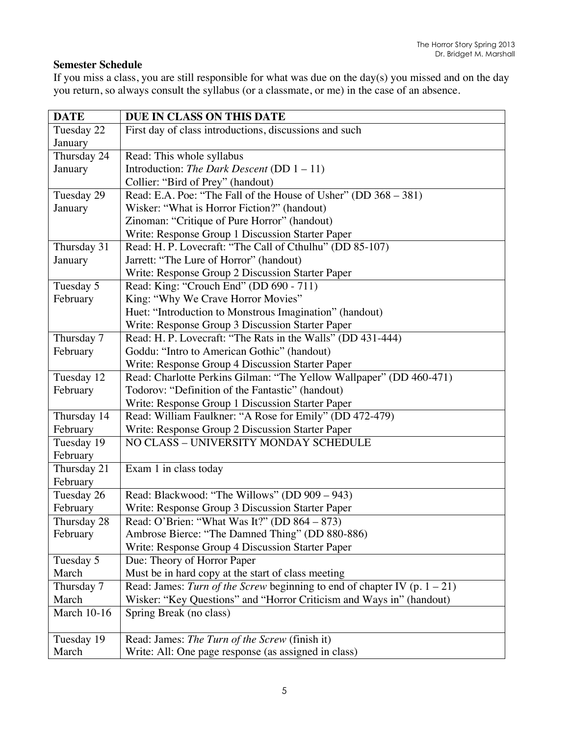**Semester Schedule**

If you miss a class, you are still responsible for what was due on the day(s) you missed and on the day you return, so always consult the syllabus (or a classmate, or me) in the case of an absence.

| DATE | DUE IN CLASS ON THIS DATE |
|---|---|
| Tuesday 22 January | First day of class introductions, discussions and such |
| Thursday 24 January | Read: This whole syllabus<br>Introduction: *The Dark Descent* (DD 1 – 11)<br>Collier: "Bird of Prey" (handout) |
| Tuesday 29 January | Read: E.A. Poe: "The Fall of the House of Usher" (DD 368 – 381)<br>Wisker: "What is Horror Fiction?" (handout)<br>Zinoman: "Critique of Pure Horror" (handout)<br>Write: Response Group 1 Discussion Starter Paper |
| Thursday 31 January | Read: H. P. Lovecraft: "The Call of Cthulhu" (DD 85-107)<br>Jarrett: "The Lure of Horror" (handout)<br>Write: Response Group 2 Discussion Starter Paper |
| Tuesday 5 February | Read: King: "Crouch End" (DD 690 - 711)<br>King: "Why We Crave Horror Movies"<br>Huet: "Introduction to Monstrous Imagination" (handout)<br>Write: Response Group 3 Discussion Starter Paper |
| Thursday 7 February | Read: H. P. Lovecraft: "The Rats in the Walls" (DD 431-444)<br>Goddu: "Intro to American Gothic" (handout)<br>Write: Response Group 4 Discussion Starter Paper |
| Tuesday 12 February | Read: Charlotte Perkins Gilman: "The Yellow Wallpaper" (DD 460-471)<br>Todorov: "Definition of the Fantastic" (handout)<br>Write: Response Group 1 Discussion Starter Paper |
| Thursday 14 February | Read: William Faulkner: "A Rose for Emily" (DD 472-479)<br>Write: Response Group 2 Discussion Starter Paper |
| Tuesday 19 February | NO CLASS – UNIVERSITY MONDAY SCHEDULE |
| Thursday 21 February | Exam 1 in class today |
| Tuesday 26 February | Read: Blackwood: "The Willows" (DD 909 – 943)<br>Write: Response Group 3 Discussion Starter Paper |
| Thursday 28 February | Read: O'Brien: "What Was It?" (DD 864 – 873)<br>Ambrose Bierce: "The Damned Thing" (DD 880-886)<br>Write: Response Group 4 Discussion Starter Paper |
| Tuesday 5 March | Due: Theory of Horror Paper<br>Must be in hard copy at the start of class meeting |
| Thursday 7 March | Read: James: *Turn of the Screw* beginning to end of chapter IV (p. 1 – 21)<br>Wisker: "Key Questions" and "Horror Criticism and Ways in" (handout) |
| March 10-16 | Spring Break (no class) |
| Tuesday 19 March | Read: James: *The Turn of the Screw* (finish it)<br>Write: All: One page response (as assigned in class) |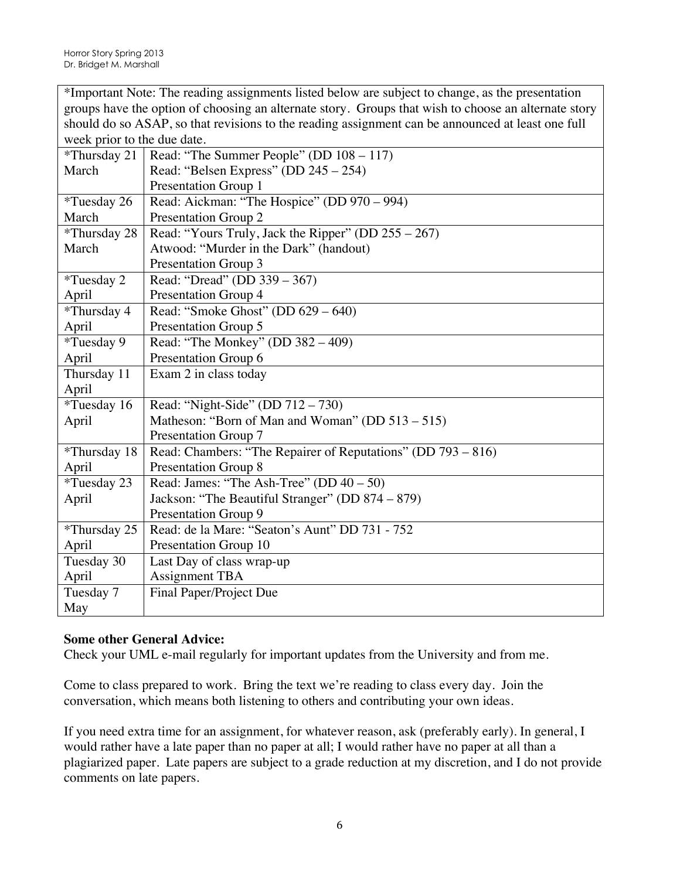| | |
|---|---|
| *Important Note: The reading assignments listed below are subject to change, as the presentation groups have the option of choosing an alternate story. Groups that wish to choose an alternate story should do so ASAP, so that revisions to the reading assignment can be announced at least one full week prior to the due date. | |
| *Thursday 21 March | Read: "The Summer People" (DD 108 – 117)<br>Read: "Belsen Express" (DD 245 – 254)<br>Presentation Group 1 |
| *Tuesday 26 March | Read: Aickman: "The Hospice" (DD 970 – 994)<br>Presentation Group 2 |
| *Thursday 28 March | Read: "Yours Truly, Jack the Ripper" (DD 255 – 267)<br>Atwood: "Murder in the Dark" (handout)<br>Presentation Group 3 |
| *Tuesday 2 April | Read: "Dread" (DD 339 – 367)<br>Presentation Group 4 |
| *Thursday 4 April | Read: "Smoke Ghost" (DD 629 – 640)<br>Presentation Group 5 |
| *Tuesday 9 April | Read: "The Monkey" (DD 382 – 409)<br>Presentation Group 6 |
| Thursday 11 April | Exam 2 in class today |
| *Tuesday 16 April | Read: "Night-Side" (DD 712 – 730)<br>Matheson: "Born of Man and Woman" (DD 513 – 515)<br>Presentation Group 7 |
| *Thursday 18 April | Read: Chambers: "The Repairer of Reputations" (DD 793 – 816)<br>Presentation Group 8 |
| *Tuesday 23 April | Read: James: "The Ash-Tree" (DD 40 – 50)<br>Jackson: "The Beautiful Stranger" (DD 874 – 879)<br>Presentation Group 9 |
| *Thursday 25 April | Read: de la Mare: "Seaton's Aunt" DD 731 - 752<br>Presentation Group 10 |
| Tuesday 30 April | Last Day of class wrap-up<br>Assignment TBA |
| Tuesday 7 May | Final Paper/Project Due |

**Some other General Advice:**

Check your UML e-mail regularly for important updates from the University and from me.

Come to class prepared to work. Bring the text we're reading to class every day. Join the conversation, which means both listening to others and contributing your own ideas.

If you need extra time for an assignment, for whatever reason, ask (preferably early). In general, I would rather have a late paper than no paper at all; I would rather have no paper at all than a plagiarized paper. Late papers are subject to a grade reduction at my discretion, and I do not provide comments on late papers.